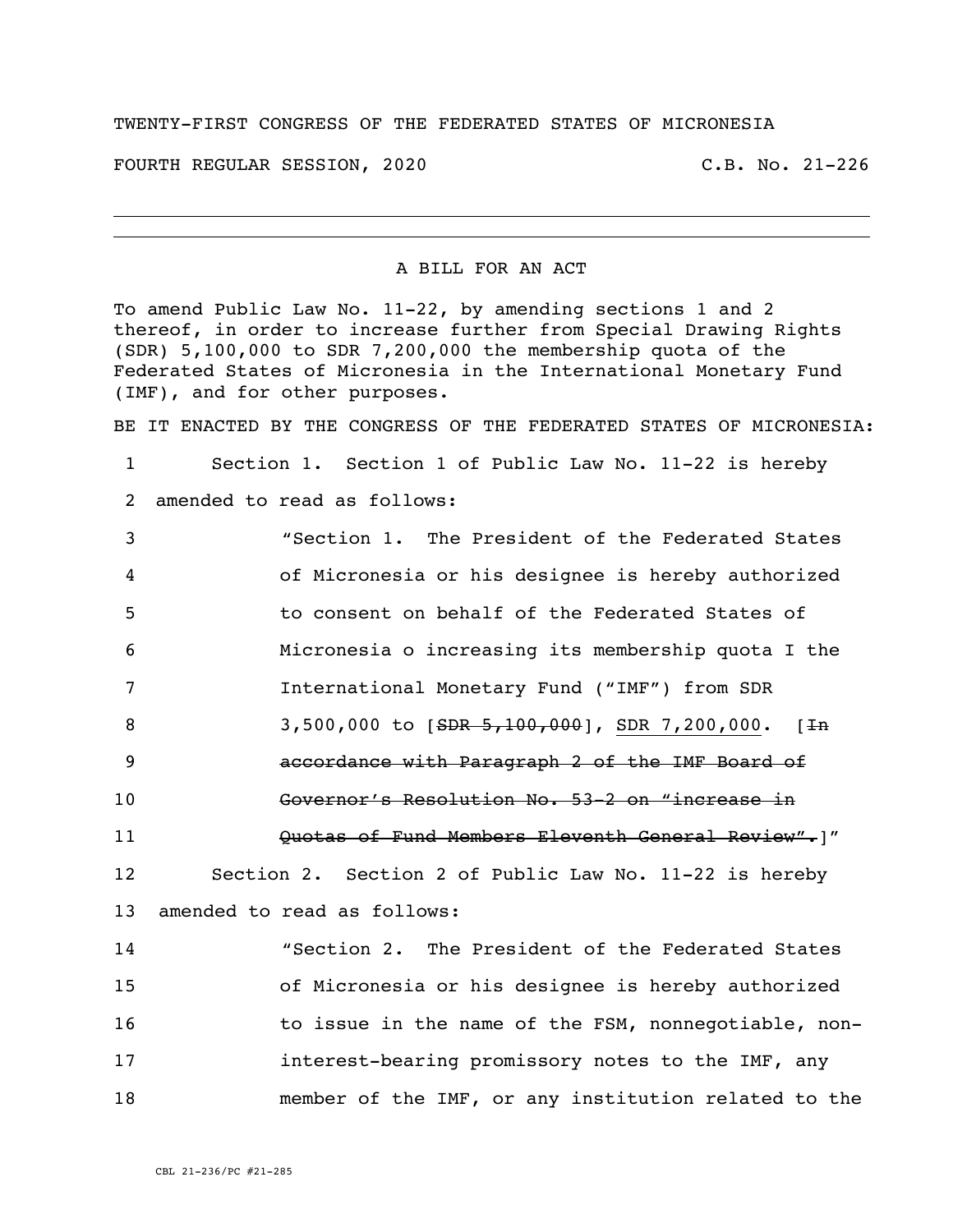TWENTY-FIRST CONGRESS OF THE FEDERATED STATES OF MICRONESIA

FOURTH REGULAR SESSION, 2020 C.B. No. 21-226

---

A BILL FOR AN ACT

To amend Public Law No. 11-22, by amending sections 1 and 2 thereof, in order to increase further from Special Drawing Rights (SDR) 5,100,000 to SDR 7,200,000 the membership quota of the Federated States of Micronesia in the International Monetary Fund (IMF), and for other purposes.

BE IT ENACTED BY THE CONGRESS OF THE FEDERATED STATES OF MICRONESIA:

1 Section 1. Section 1 of Public Law No. 11-22 is hereby
2 amended to read as follows:

3 "Section 1. The President of the Federated States
4 of Micronesia or his designee is hereby authorized
5 to consent on behalf of the Federated States of
6 Micronesia o increasing its membership quota I the
7 International Monetary Fund ("IMF") from SDR
8 3,500,000 to [~~SDR 5,100,000~~], <u>SDR 7,200,000</u>. [~~In~~
9 ~~accordance with Paragraph 2 of the IMF Board of~~
10 ~~Governor's Resolution No. 53-2 on "increase in~~
11 ~~Quotas of Fund Members Eleventh General Review".~~]"

12 Section 2. Section 2 of Public Law No. 11-22 is hereby
13 amended to read as follows:

14 "Section 2. The President of the Federated States
15 of Micronesia or his designee is hereby authorized
16 to issue in the name of the FSM, nonnegotiable, non-
17 interest-bearing promissory notes to the IMF, any
18 member of the IMF, or any institution related to the

CBL 21-236/PC #21-285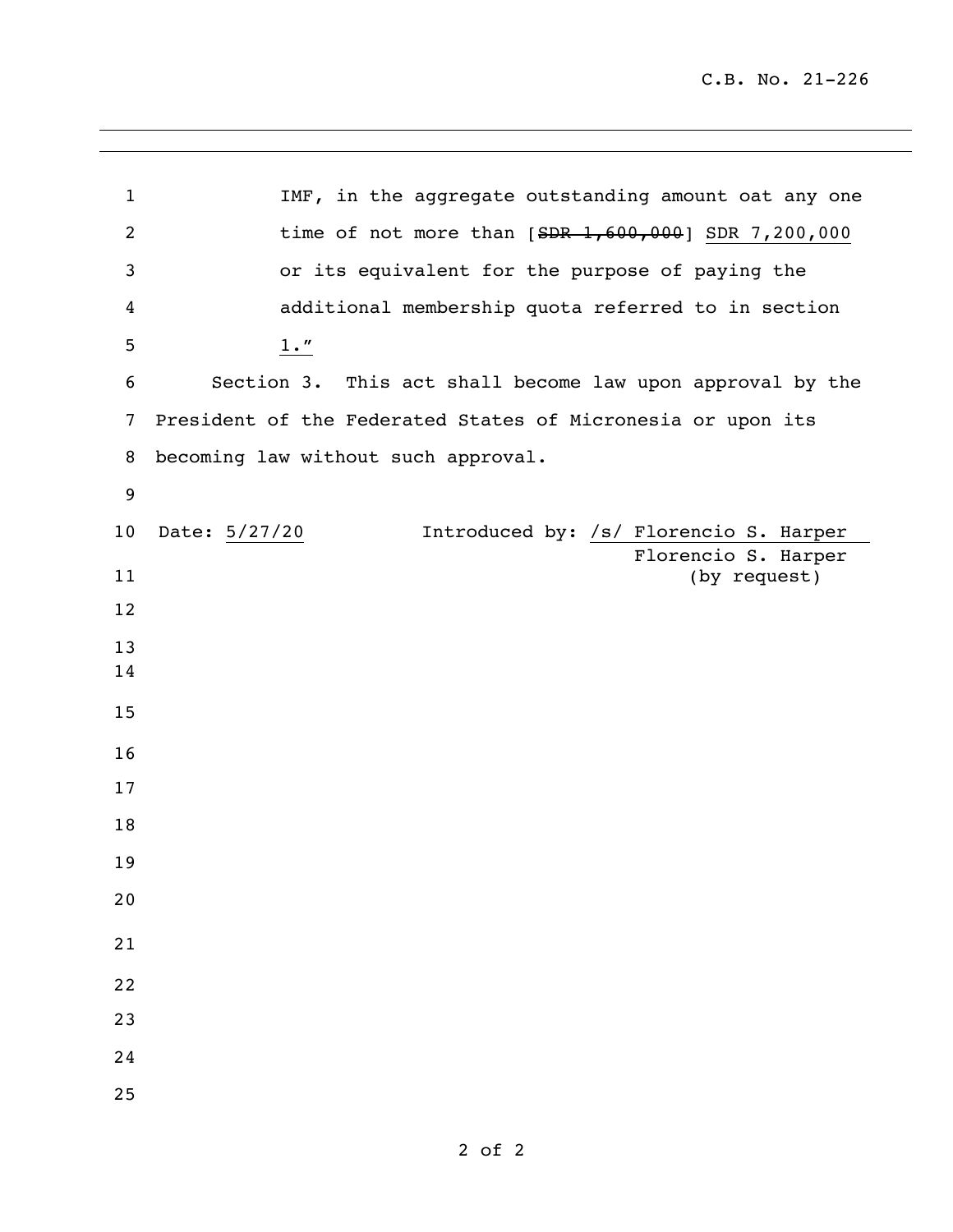IMF, in the aggregate outstanding amount oat any one time of not more than [~~SDR 1,600,000~~] SDR 7,200,000 or its equivalent for the purpose of paying the additional membership quota referred to in section 1."

Section 3. This act shall become law upon approval by the President of the Federated States of Micronesia or upon its becoming law without such approval.

Date: 5/27/20

Introduced by: /s/ Florencio S. Harper
Florencio S. Harper
(by request)